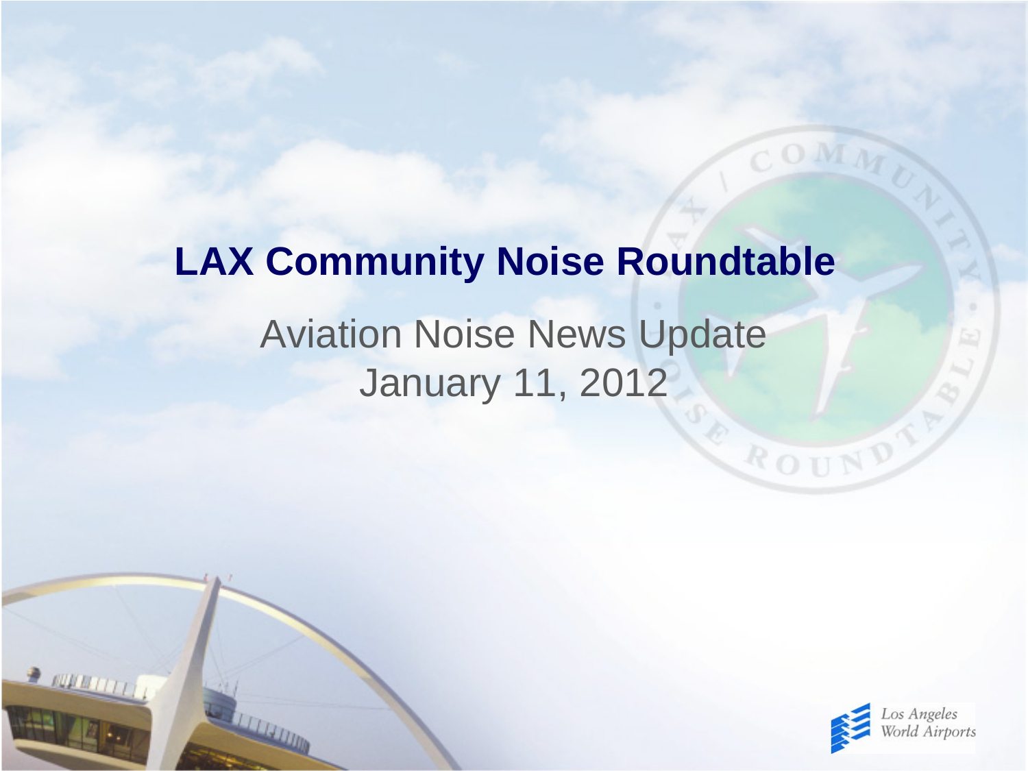# LAX Community Noise Roundtable

Aviation Noise News Update
January 11, 2012

Los Angeles World Airports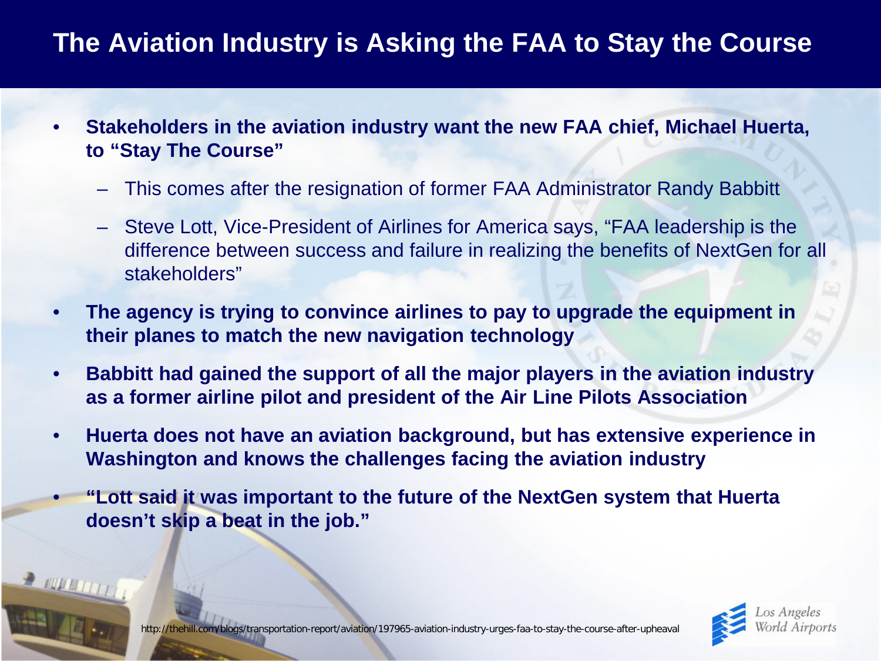# The Aviation Industry is Asking the FAA to Stay the Course

- **Stakeholders in the aviation industry want the new FAA chief, Michael Huerta, to "Stay The Course"**
  - This comes after the resignation of former FAA Administrator Randy Babbitt
  - Steve Lott, Vice-President of Airlines for America says, "FAA leadership is the difference between success and failure in realizing the benefits of NextGen for all stakeholders"
- **The agency is trying to convince airlines to pay to upgrade the equipment in their planes to match the new navigation technology**
- **Babbitt had gained the support of all the major players in the aviation industry as a former airline pilot and president of the Air Line Pilots Association**
- **Huerta does not have an aviation background, but has extensive experience in Washington and knows the challenges facing the aviation industry**
- **"Lott said it was important to the future of the NextGen system that Huerta doesn't skip a beat in the job."**

http://thehill.com/blogs/transportation-report/aviation/197965-aviation-industry-urges-faa-to-stay-the-course-after-upheaval

Los Angeles World Airports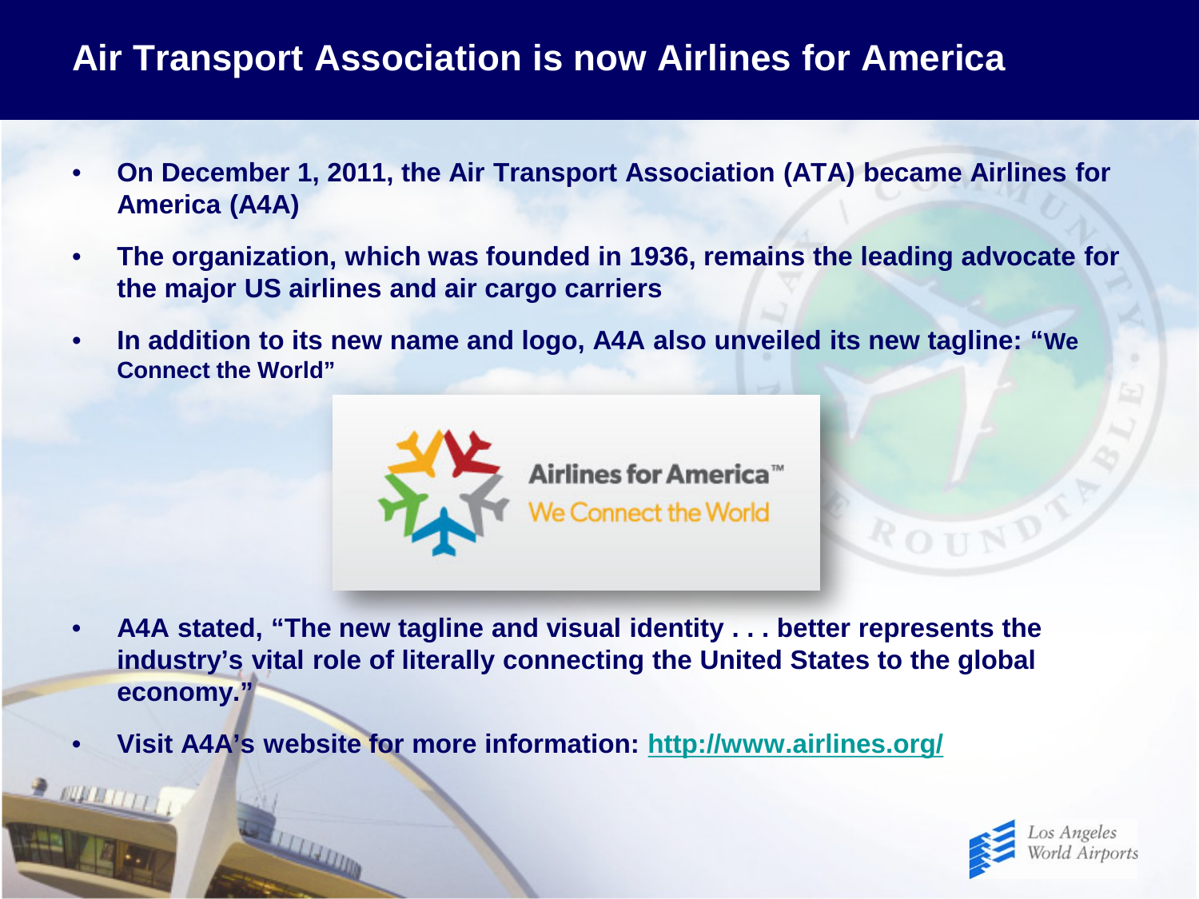# Air Transport Association is now Airlines for America

- On December 1, 2011, the Air Transport Association (ATA) became Airlines for America (A4A)
- The organization, which was founded in 1936, remains the leading advocate for the major US airlines and air cargo carriers
- In addition to its new name and logo, A4A also unveiled its new tagline: "We Connect the World"

Airlines for America™
We Connect the World

- A4A stated, "The new tagline and visual identity . . . better represents the industry's vital role of literally connecting the United States to the global economy."
- Visit A4A's website for more information: [http://www.airlines.org/](http://www.airlines.org/)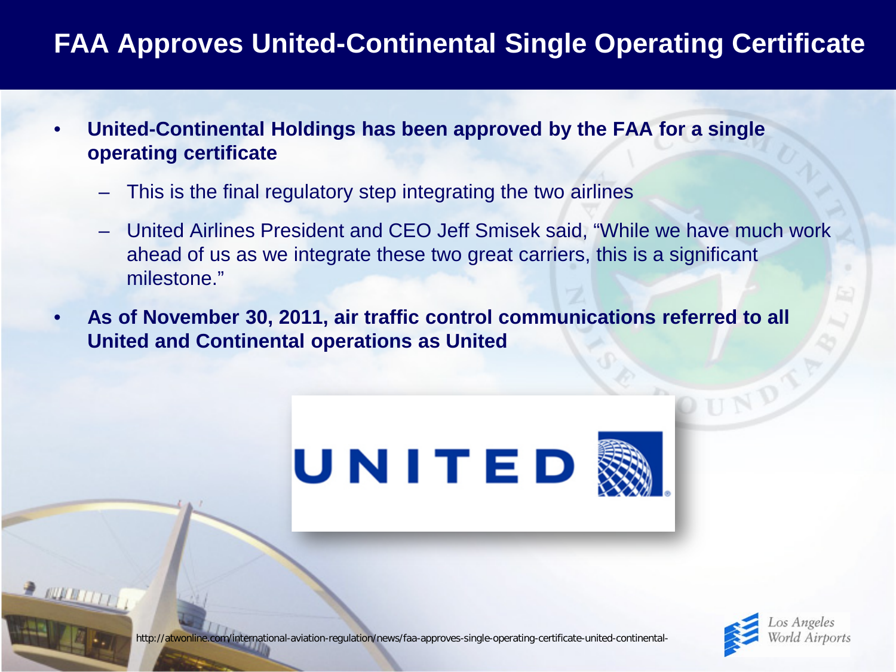# FAA Approves United-Continental Single Operating Certificate

- **United-Continental Holdings has been approved by the FAA for a single operating certificate**
  - This is the final regulatory step integrating the two airlines
  - United Airlines President and CEO Jeff Smisek said, "While we have much work ahead of us as we integrate these two great carriers, this is a significant milestone."
- **As of November 30, 2011, air traffic control communications referred to all United and Continental operations as United**

UNITED

http://atwonline.com/international-aviation-regulation/news/faa-approves-single-operating-certificate-united-continental-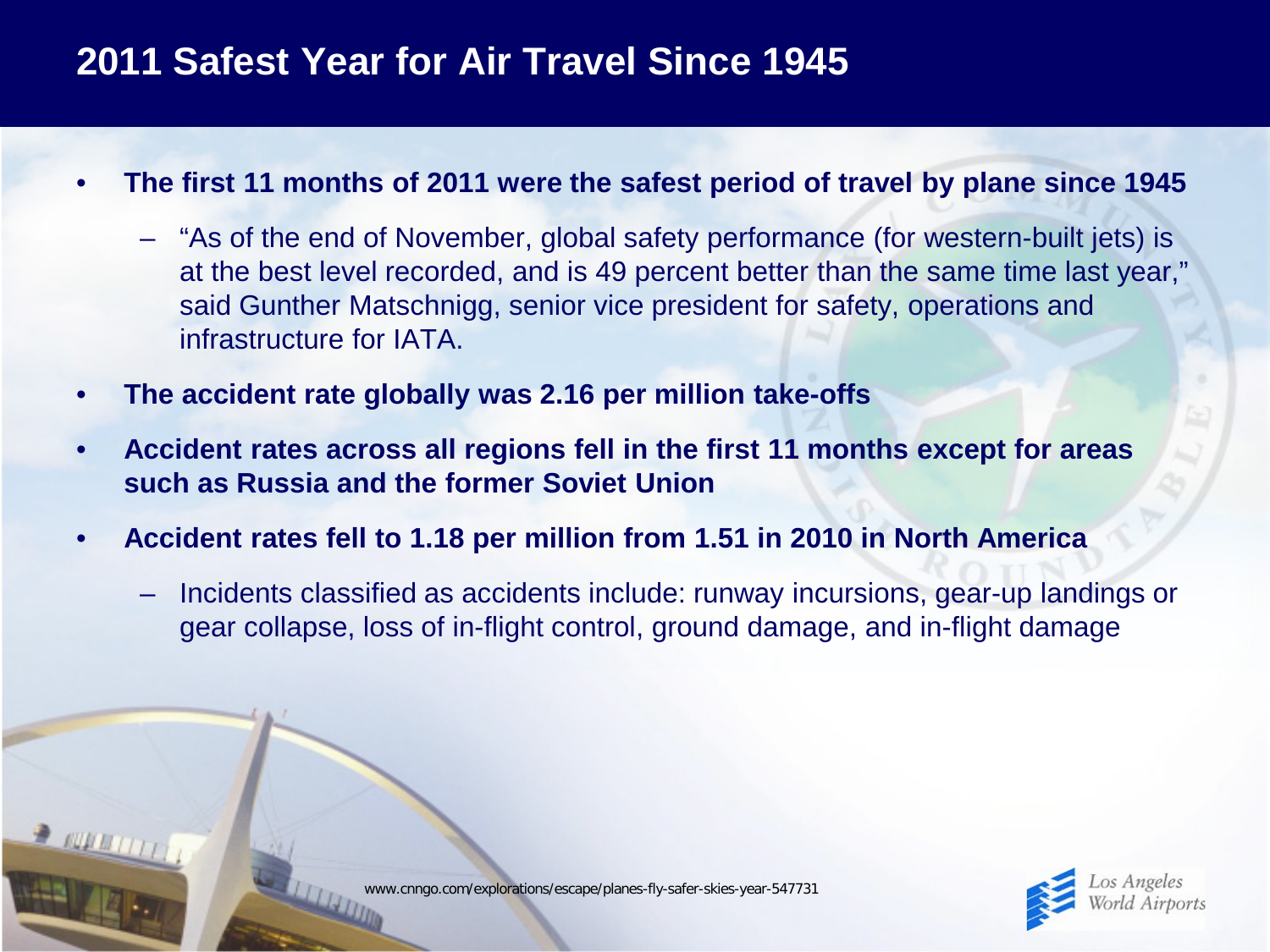# 2011 Safest Year for Air Travel Since 1945

- **The first 11 months of 2011 were the safest period of travel by plane since 1945**
  - "As of the end of November, global safety performance (for western-built jets) is at the best level recorded, and is 49 percent better than the same time last year," said Gunther Matschnigg, senior vice president for safety, operations and infrastructure for IATA.
- **The accident rate globally was 2.16 per million take-offs**
- **Accident rates across all regions fell in the first 11 months except for areas such as Russia and the former Soviet Union**
- **Accident rates fell to 1.18 per million from 1.51 in 2010 in North America**
  - Incidents classified as accidents include: runway incursions, gear-up landings or gear collapse, loss of in-flight control, ground damage, and in-flight damage

www.cnngo.com/explorations/escape/planes-fly-safer-skies-year-547731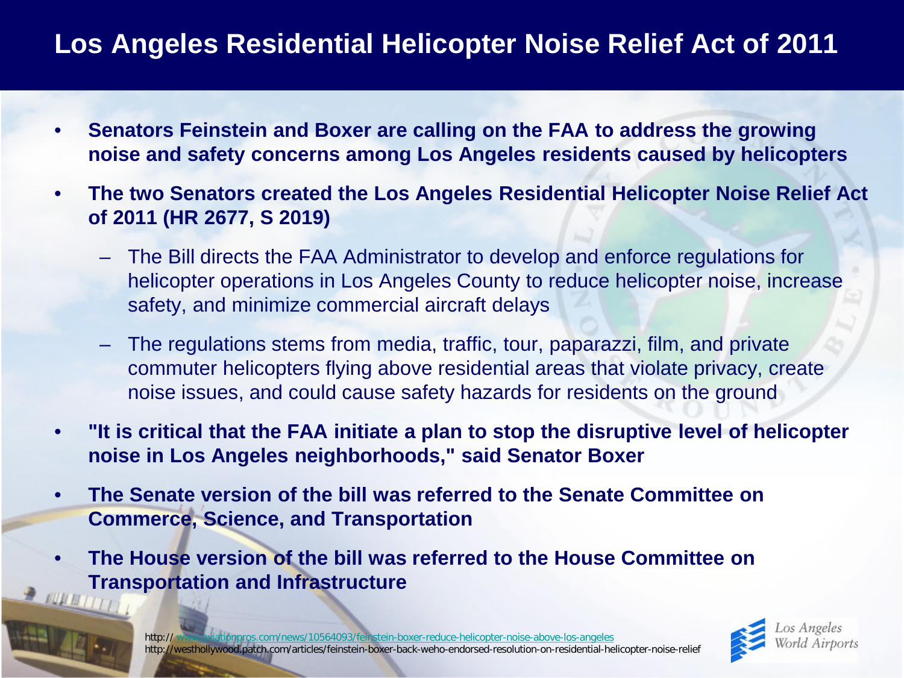# Los Angeles Residential Helicopter Noise Relief Act of 2011

- **Senators Feinstein and Boxer are calling on the FAA to address the growing noise and safety concerns among Los Angeles residents caused by helicopters**
- **The two Senators created the Los Angeles Residential Helicopter Noise Relief Act of 2011 (HR 2677, S 2019)**
  - The Bill directs the FAA Administrator to develop and enforce regulations for helicopter operations in Los Angeles County to reduce helicopter noise, increase safety, and minimize commercial aircraft delays
  - The regulations stems from media, traffic, tour, paparazzi, film, and private commuter helicopters flying above residential areas that violate privacy, create noise issues, and could cause safety hazards for residents on the ground
- **"It is critical that the FAA initiate a plan to stop the disruptive level of helicopter noise in Los Angeles neighborhoods," said Senator Boxer**
- **The Senate version of the bill was referred to the Senate Committee on Commerce, Science, and Transportation**
- **The House version of the bill was referred to the House Committee on Transportation and Infrastructure**

http://www.aviationpros.com/news/10564093/feinstein-boxer-reduce-helicopter-noise-above-los-angeles
http://westhollywood.patch.com/articles/feinstein-boxer-back-weho-endorsed-resolution-on-residential-helicopter-noise-relief

Los Angeles World Airports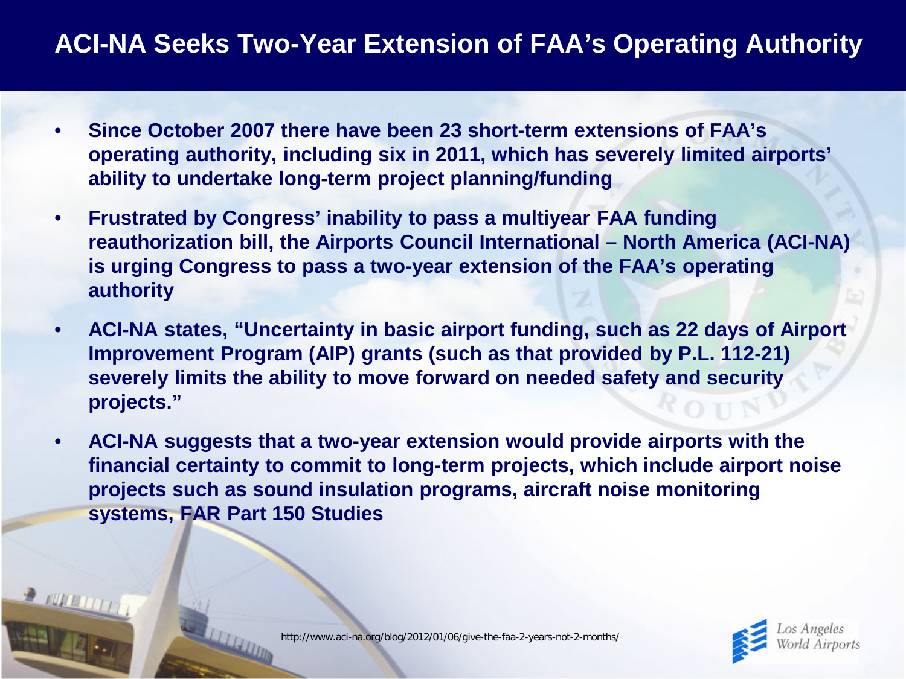# ACI-NA Seeks Two-Year Extension of FAA's Operating Authority

- **Since October 2007 there have been 23 short-term extensions of FAA's operating authority, including six in 2011, which has severely limited airports' ability to undertake long-term project planning/funding**
- **Frustrated by Congress' inability to pass a multiyear FAA funding reauthorization bill, the Airports Council International – North America (ACI-NA) is urging Congress to pass a two-year extension of the FAA's operating authority**
- **ACI-NA states, "Uncertainty in basic airport funding, such as 22 days of Airport Improvement Program (AIP) grants (such as that provided by P.L. 112-21) severely limits the ability to move forward on needed safety and security projects."**
- **ACI-NA suggests that a two-year extension would provide airports with the financial certainty to commit to long-term projects, which include airport noise projects such as sound insulation programs, aircraft noise monitoring systems, FAR Part 150 Studies**

http://www.aci-na.org/blog/2012/01/06/give-the-faa-2-years-not-2-months/

Los Angeles World Airports